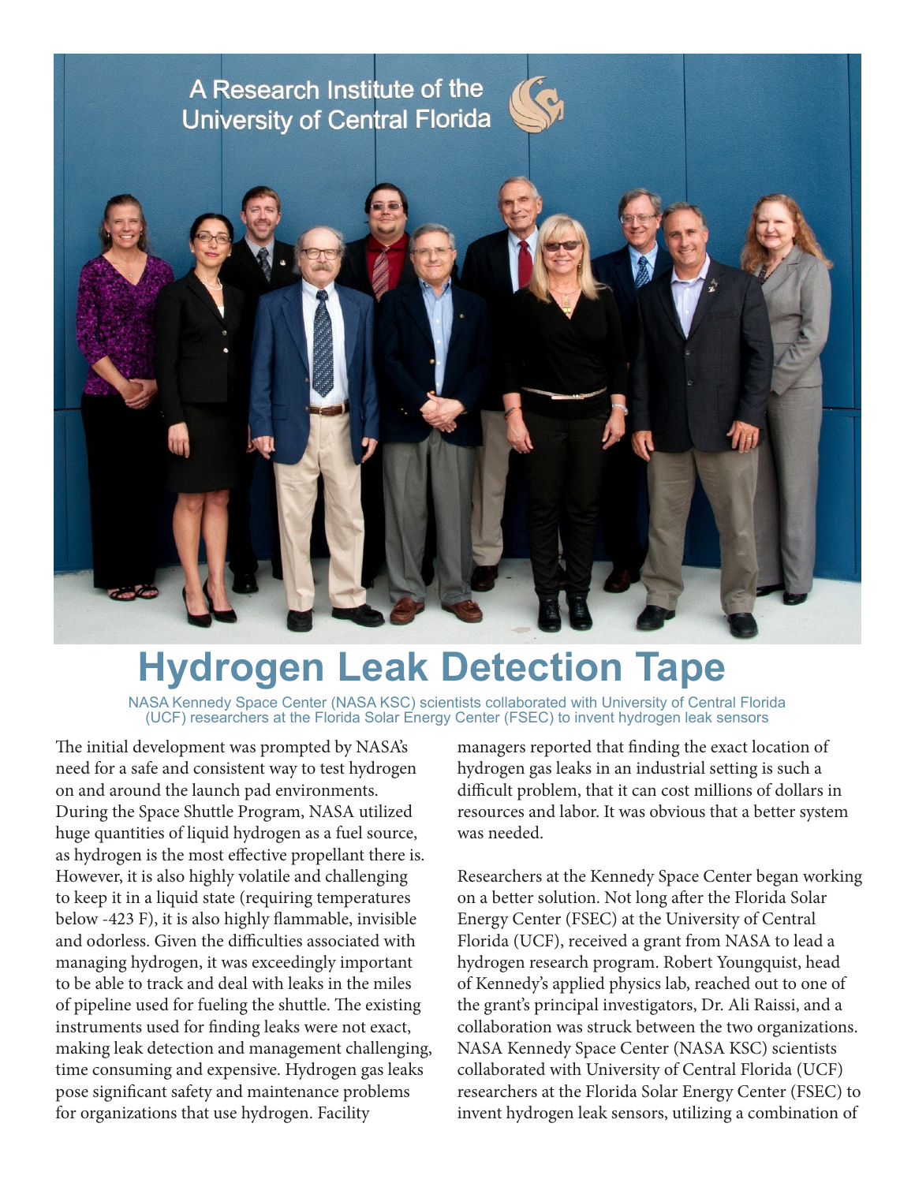# Hydrogen Leak Detection Tape

NASA Kennedy Space Center (NASA KSC) scientists collaborated with University of Central Florida (UCF) researchers at the Florida Solar Energy Center (FSEC) to invent hydrogen leak sensors

The initial development was prompted by NASA's need for a safe and consistent way to test hydrogen on and around the launch pad environments. During the Space Shuttle Program, NASA utilized huge quantities of liquid hydrogen as a fuel source, as hydrogen is the most effective propellant there is. However, it is also highly volatile and challenging to keep it in a liquid state (requiring temperatures below -423 F), it is also highly flammable, invisible and odorless. Given the difficulties associated with managing hydrogen, it was exceedingly important to be able to track and deal with leaks in the miles of pipeline used for fueling the shuttle. The existing instruments used for finding leaks were not exact, making leak detection and management challenging, time consuming and expensive. Hydrogen gas leaks pose significant safety and maintenance problems for organizations that use hydrogen. Facility managers reported that finding the exact location of hydrogen gas leaks in an industrial setting is such a difficult problem, that it can cost millions of dollars in resources and labor. It was obvious that a better system was needed.

Researchers at the Kennedy Space Center began working on a better solution. Not long after the Florida Solar Energy Center (FSEC) at the University of Central Florida (UCF), received a grant from NASA to lead a hydrogen research program. Robert Youngquist, head of Kennedy's applied physics lab, reached out to one of the grant's principal investigators, Dr. Ali Raissi, and a collaboration was struck between the two organizations. NASA Kennedy Space Center (NASA KSC) scientists collaborated with University of Central Florida (UCF) researchers at the Florida Solar Energy Center (FSEC) to invent hydrogen leak sensors, utilizing a combination of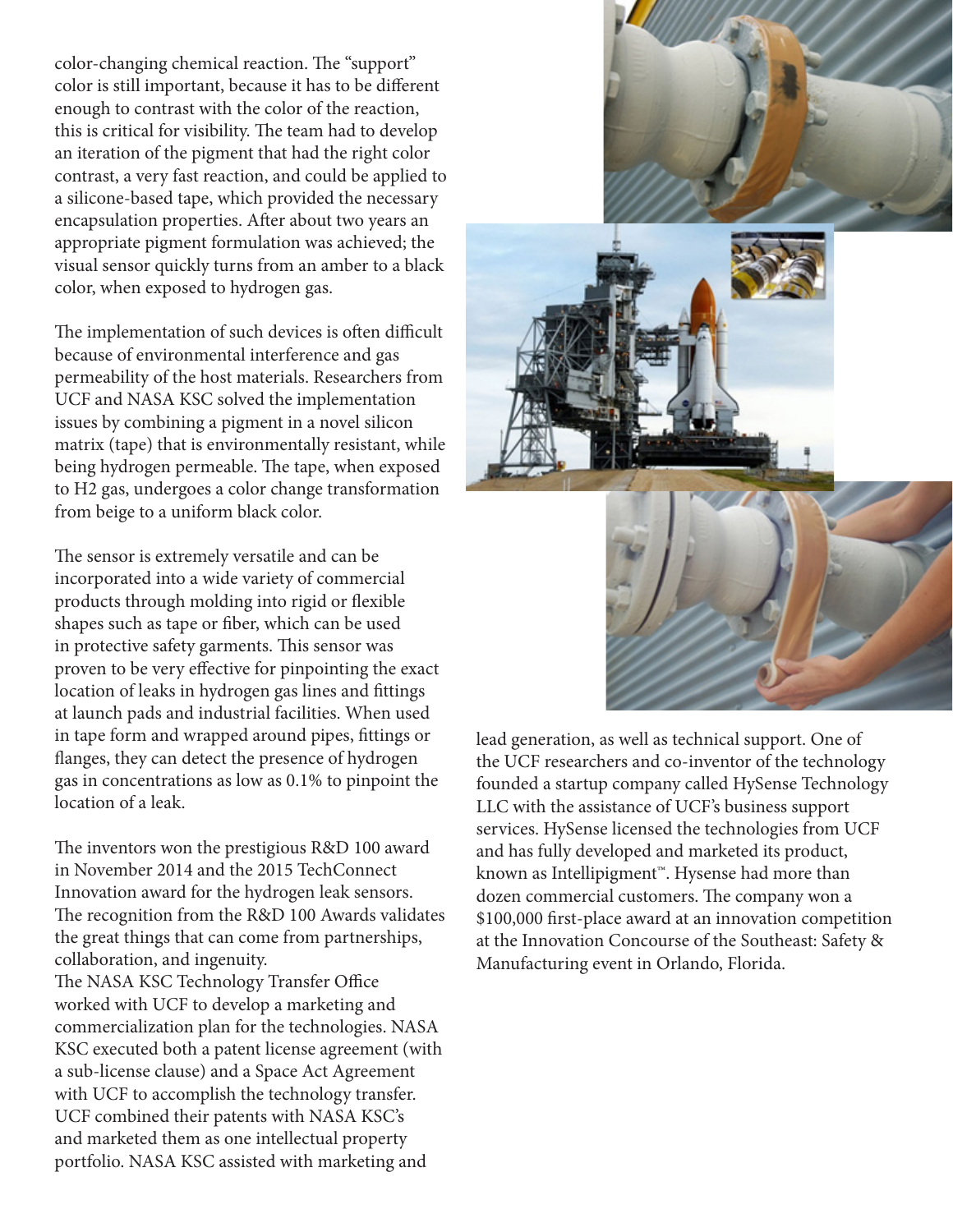color-changing chemical reaction. The "support" color is still important, because it has to be different enough to contrast with the color of the reaction, this is critical for visibility. The team had to develop an iteration of the pigment that had the right color contrast, a very fast reaction, and could be applied to a silicone-based tape, which provided the necessary encapsulation properties. After about two years an appropriate pigment formulation was achieved; the visual sensor quickly turns from an amber to a black color, when exposed to hydrogen gas.

The implementation of such devices is often difficult because of environmental interference and gas permeability of the host materials. Researchers from UCF and NASA KSC solved the implementation issues by combining a pigment in a novel silicon matrix (tape) that is environmentally resistant, while being hydrogen permeable. The tape, when exposed to $H_2$ gas, undergoes a color change transformation from beige to a uniform black color.

The sensor is extremely versatile and can be incorporated into a wide variety of commercial products through molding into rigid or flexible shapes such as tape or fiber, which can be used in protective safety garments. This sensor was proven to be very effective for pinpointing the exact location of leaks in hydrogen gas lines and fittings at launch pads and industrial facilities. When used in tape form and wrapped around pipes, fittings or flanges, they can detect the presence of hydrogen gas in concentrations as low as 0.1% to pinpoint the location of a leak.

The inventors won the prestigious R&D 100 award in November 2014 and the 2015 TechConnect Innovation award for the hydrogen leak sensors. The recognition from the R&D 100 Awards validates the great things that can come from partnerships, collaboration, and ingenuity.

The NASA KSC Technology Transfer Office worked with UCF to develop a marketing and commercialization plan for the technologies. NASA KSC executed both a patent license agreement (with a sub-license clause) and a Space Act Agreement with UCF to accomplish the technology transfer. UCF combined their patents with NASA KSC's and marketed them as one intellectual property portfolio. NASA KSC assisted with marketing and lead generation, as well as technical support. One of the UCF researchers and co-inventor of the technology founded a startup company called HySense Technology LLC with the assistance of UCF's business support services. HySense licensed the technologies from UCF and has fully developed and marketed its product, known as Intellipigment™. Hysense had more than dozen commercial customers. The company won a $100,000 first-place award at an innovation competition at the Innovation Concourse of the Southeast: Safety & Manufacturing event in Orlando, Florida.